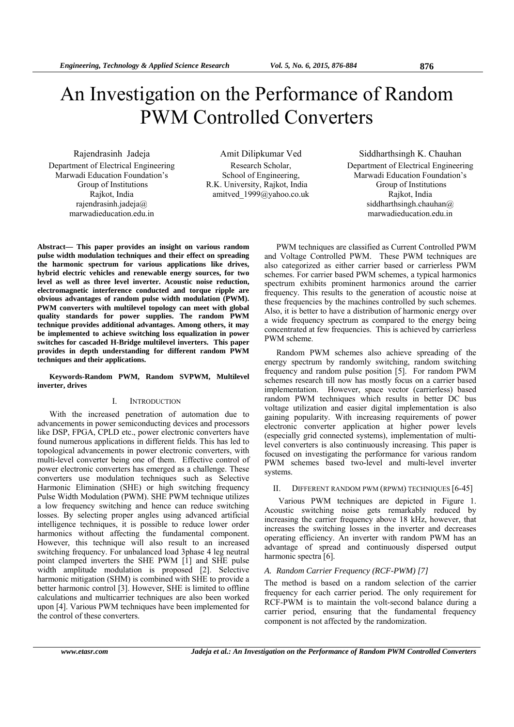# An Investigation on the Performance of Random PWM Controlled Converters

Rajendrasinh Jadeja
Department of Electrical Engineering
Marwadi Education Foundation's
Group of Institutions
Rajkot, India
rajendrasinh.jadeja@marwadieducation.edu.in

Amit Dilipkumar Ved
Research Scholar,
School of Engineering,
R.K. University, Rajkot, India
amitved_1999@yahoo.co.uk

Siddharthsingh K. Chauhan
Department of Electrical Engineering
Marwadi Education Foundation's
Group of Institutions
Rajkot, India
siddharthsingh.chauhan@marwadieducation.edu.in

**Abstract— This paper provides an insight on various random pulse width modulation techniques and their effect on spreading the harmonic spectrum for various applications like drives, hybrid electric vehicles and renewable energy sources, for two level as well as three level inverter. Acoustic noise reduction, electromagnetic interference conducted and torque ripple are obvious advantages of random pulse width modulation (PWM). PWM converters with multilevel topology can meet with global quality standards for power supplies. The random PWM technique provides additional advantages. Among others, it may be implemented to achieve switching loss equalization in power switches for cascaded H-Bridge multilevel inverters. This paper provides in depth understanding for different random PWM techniques and their applications.**

**Keywords-Random PWM, Random SVPWM, Multilevel inverter, drives**

## I. Introduction

With the increased penetration of automation due to advancements in power semiconducting devices and processors like DSP, FPGA, CPLD etc., power electronic converters have found numerous applications in different fields. This has led to topological advancements in power electronic converters, with multi-level converter being one of them. Effective control of power electronic converters has emerged as a challenge. These converters use modulation techniques such as Selective Harmonic Elimination (SHE) or high switching frequency Pulse Width Modulation (PWM). SHE PWM technique utilizes a low frequency switching and hence can reduce switching losses. By selecting proper angles using advanced artificial intelligence techniques, it is possible to reduce lower order harmonics without affecting the fundamental component. However, this technique will also result to an increased switching frequency. For unbalanced load 3phase 4 leg neutral point clamped inverters the SHE PWM [1] and SHE pulse width amplitude modulation is proposed [2]. Selective harmonic mitigation (SHM) is combined with SHE to provide a better harmonic control [3]. However, SHE is limited to offline calculations and multicarrier techniques are also been worked upon [4]. Various PWM techniques have been implemented for the control of these converters.

PWM techniques are classified as Current Controlled PWM and Voltage Controlled PWM. These PWM techniques are also categorized as either carrier based or carrierless PWM schemes. For carrier based PWM schemes, a typical harmonics spectrum exhibits prominent harmonics around the carrier frequency. This results to the generation of acoustic noise at these frequencies by the machines controlled by such schemes. Also, it is better to have a distribution of harmonic energy over a wide frequency spectrum as compared to the energy being concentrated at few frequencies. This is achieved by carrierless PWM scheme.

Random PWM schemes also achieve spreading of the energy spectrum by randomly switching, random switching frequency and random pulse position [5]. For random PWM schemes research till now has mostly focus on a carrier based implementation. However, space vector (carrierless) based random PWM techniques which results in better DC bus voltage utilization and easier digital implementation is also gaining popularity. With increasing requirements of power electronic converter application at higher power levels (especially grid connected systems), implementation of multi-level converters is also continuously increasing. This paper is focused on investigating the performance for various random PWM schemes based two-level and multi-level inverter systems.

## II. Different Random PWM (RPWM) Techniques [6-45]

Various PWM techniques are depicted in Figure 1. Acoustic switching noise gets remarkably reduced by increasing the carrier frequency above 18 kHz, however, that increases the switching losses in the inverter and decreases operating efficiency. An inverter with random PWM has an advantage of spread and continuously dispersed output harmonic spectra [6].

### A. Random Carrier Frequency (RCF-PWM) [7]

The method is based on a random selection of the carrier frequency for each carrier period. The only requirement for RCF-PWM is to maintain the volt-second balance during a carrier period, ensuring that the fundamental frequency component is not affected by the randomization.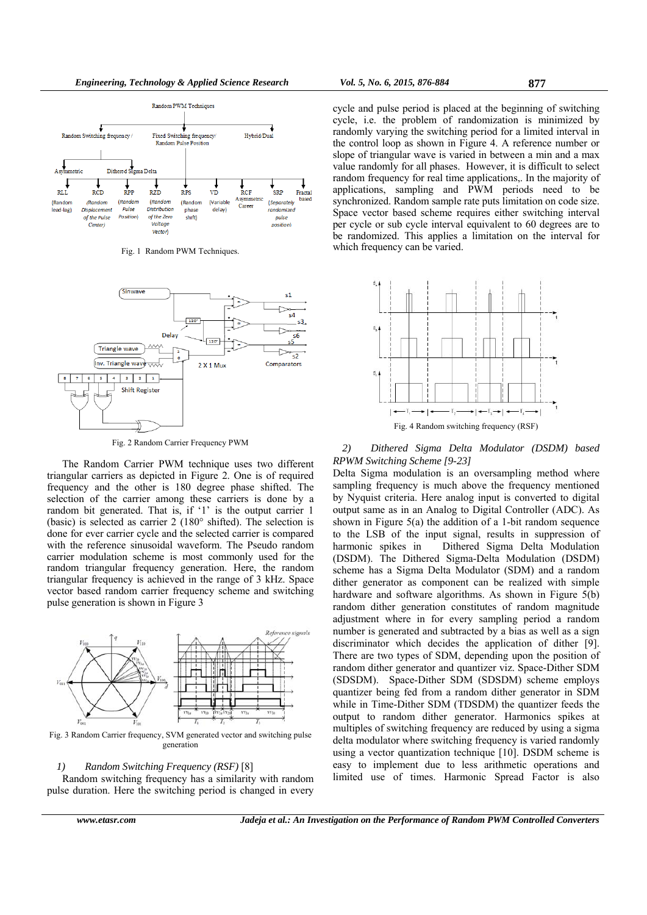Fig. 1 Random PWM Techniques.

Fig. 2 Random Carrier Frequency PWM

The Random Carrier PWM technique uses two different triangular carriers as depicted in Figure 2. One is of required frequency and the other is 180 degree phase shifted. The selection of the carrier among these carriers is done by a random bit generated. That is, if '1' is the output carrier 1 (basic) is selected as carrier 2 (180° shifted). The selection is done for ever carrier cycle and the selected carrier is compared with the reference sinusoidal waveform. The Pseudo random carrier modulation scheme is most commonly used for the random triangular frequency generation. Here, the random triangular frequency is achieved in the range of 3 kHz. Space vector based random carrier frequency scheme and switching pulse generation is shown in Figure 3

Fig. 3 Random Carrier frequency, SVM generated vector and switching pulse generation

### 1) *Random Switching Frequency (RSF)* [8]

Random switching frequency has a similarity with random pulse duration. Here the switching period is changed in every cycle and pulse period is placed at the beginning of switching cycle, i.e. the problem of randomization is minimized by randomly varying the switching period for a limited interval in the control loop as shown in Figure 4. A reference number or slope of triangular wave is varied in between a min and a max value randomly for all phases. However, it is difficult to select random frequency for real time applications,. In the majority of applications, sampling and PWM periods need to be synchronized. Random sample rate puts limitation on code size. Space vector based scheme requires either switching interval per cycle or sub cycle interval equivalent to 60 degrees are to be randomized. This applies a limitation on the interval for which frequency can be varied.

Fig. 4 Random switching frequency (RSF)

### 2) *Dithered Sigma Delta Modulator (DSDM) based RPWM Switching Scheme [9-23]*

Delta Sigma modulation is an oversampling method where sampling frequency is much above the frequency mentioned by Nyquist criteria. Here analog input is converted to digital output same as in an Analog to Digital Controller (ADC). As shown in Figure 5(a) the addition of a 1-bit random sequence to the LSB of the input signal, results in suppression of harmonic spikes in Dithered Sigma Delta Modulation (DSDM). The Dithered Sigma-Delta Modulation (DSDM) scheme has a Sigma Delta Modulator (SDM) and a random dither generator as component can be realized with simple hardware and software algorithms. As shown in Figure 5(b) random dither generation constitutes of random magnitude adjustment where in for every sampling period a random number is generated and subtracted by a bias as well as a sign discriminator which decides the application of dither [9]. There are two types of SDM, depending upon the position of random dither generator and quantizer viz. Space-Dither SDM (SDSDM). Space-Dither SDM (SDSDM) scheme employs quantizer being fed from a random dither generator in SDM while in Time-Dither SDM (TDSDM) the quantizer feeds the output to random dither generator. Harmonics spikes at multiples of switching frequency are reduced by using a sigma delta modulator where switching frequency is varied randomly using a vector quantization technique [10]. DSDM scheme is easy to implement due to less arithmetic operations and limited use of times. Harmonic Spread Factor is also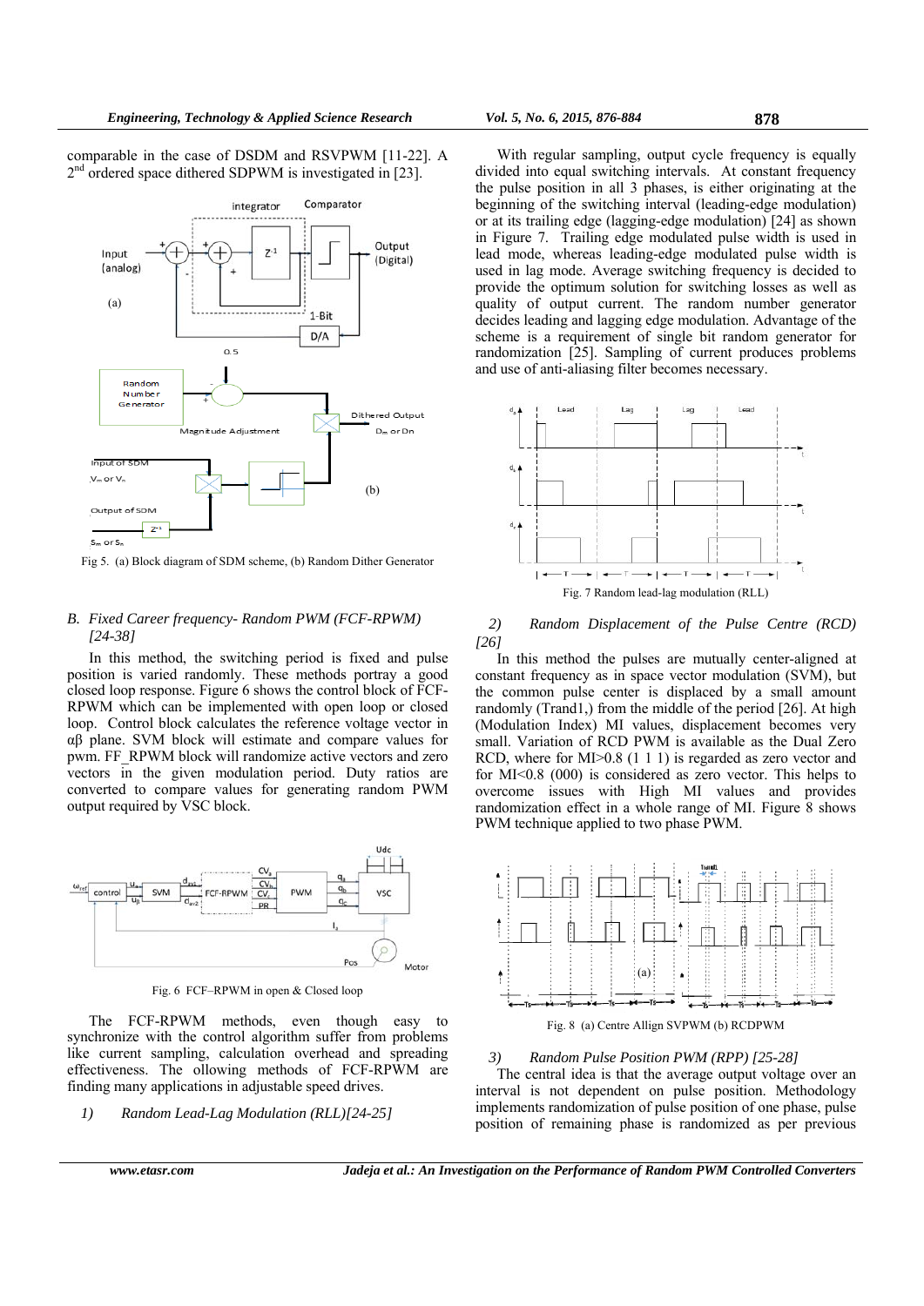comparable in the case of DSDM and RSVPWM [11-22]. A 2nd ordered space dithered SDPWM is investigated in [23].

Fig 5. (a) Block diagram of SDM scheme, (b) Random Dither Generator

### B. Fixed Career frequency- Random PWM (FCF-RPWM) [24-38]

In this method, the switching period is fixed and pulse position is varied randomly. These methods portray a good closed loop response. Figure 6 shows the control block of FCF-RPWM which can be implemented with open loop or closed loop. Control block calculates the reference voltage vector in αβ plane. SVM block will estimate and compare values for pwm. FF_RPWM block will randomize active vectors and zero vectors in the given modulation period. Duty ratios are converted to compare values for generating random PWM output required by VSC block.

Fig. 6 FCF–RPWM in open & Closed loop

The FCF-RPWM methods, even though easy to synchronize with the control algorithm suffer from problems like current sampling, calculation overhead and spreading effectiveness. The ollowing methods of FCF-RPWM are finding many applications in adjustable speed drives.

#### 1) Random Lead-Lag Modulation (RLL)[24-25]

With regular sampling, output cycle frequency is equally divided into equal switching intervals. At constant frequency the pulse position in all 3 phases, is either originating at the beginning of the switching interval (leading-edge modulation) or at its trailing edge (lagging-edge modulation) [24] as shown in Figure 7. Trailing edge modulated pulse width is used in lead mode, whereas leading-edge modulated pulse width is used in lag mode. Average switching frequency is decided to provide the optimum solution for switching losses as well as quality of output current. The random number generator decides leading and lagging edge modulation. Advantage of the scheme is a requirement of single bit random generator for randomization [25]. Sampling of current produces problems and use of anti-aliasing filter becomes necessary.

Fig. 7 Random lead-lag modulation (RLL)

#### 2) Random Displacement of the Pulse Centre (RCD) [26]

In this method the pulses are mutually center-aligned at constant frequency as in space vector modulation (SVM), but the common pulse center is displaced by a small amount randomly (Trand1,) from the middle of the period [26]. At high (Modulation Index) MI values, displacement becomes very small. Variation of RCD PWM is available as the Dual Zero RCD, where for MI>0.8 (1 1 1) is regarded as zero vector and for MI<0.8 (000) is considered as zero vector. This helps to overcome issues with High MI values and provides randomization effect in a whole range of MI. Figure 8 shows PWM technique applied to two phase PWM.

Fig. 8 (a) Centre Allign SVPWM (b) RCDPWM

#### 3) Random Pulse Position PWM (RPP) [25-28]

The central idea is that the average output voltage over an interval is not dependent on pulse position. Methodology implements randomization of pulse position of one phase, pulse position of remaining phase is randomized as per previous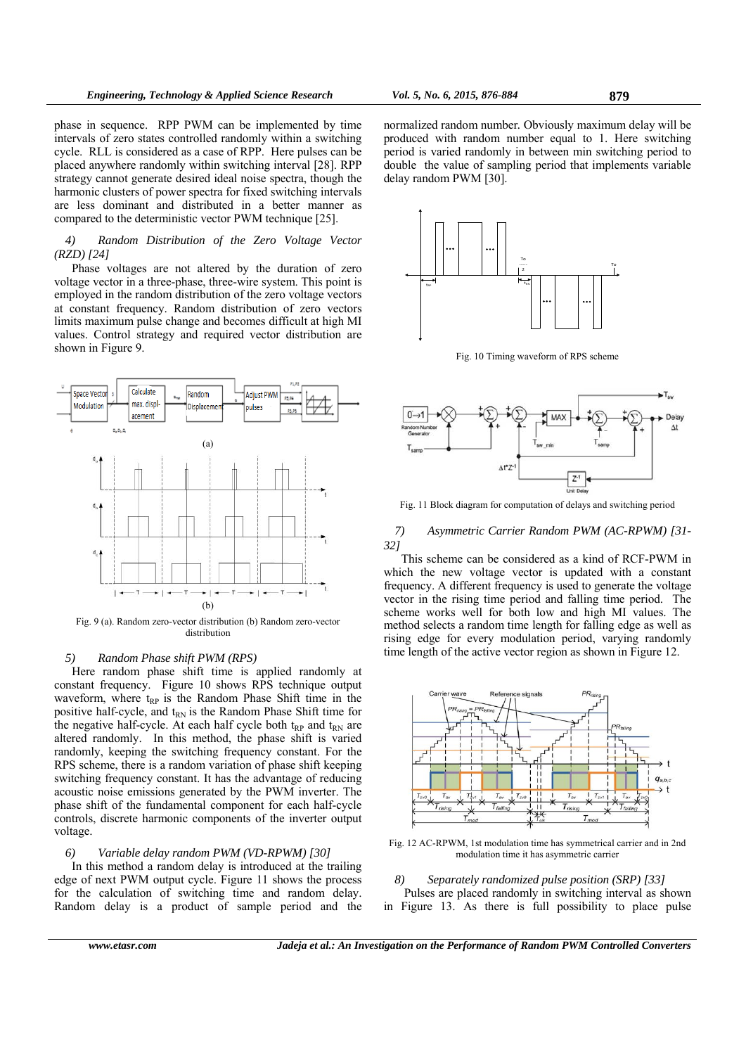phase in sequence. RPP PWM can be implemented by time intervals of zero states controlled randomly within a switching cycle. RLL is considered as a case of RPP. Here pulses can be placed anywhere randomly within switching interval [28]. RPP strategy cannot generate desired ideal noise spectra, though the harmonic clusters of power spectra for fixed switching intervals are less dominant and distributed in a better manner as compared to the deterministic vector PWM technique [25].

*4) Random Distribution of the Zero Voltage Vector (RZD) [24]*

Phase voltages are not altered by the duration of zero voltage vector in a three-phase, three-wire system. This point is employed in the random distribution of the zero voltage vectors at constant frequency. Random distribution of zero vectors limits maximum pulse change and becomes difficult at high MI values. Control strategy and required vector distribution are shown in Figure 9.

Fig. 9 (a). Random zero-vector distribution (b) Random zero-vector distribution

*5) Random Phase shift PWM (RPS)*

Here random phase shift time is applied randomly at constant frequency. Figure 10 shows RPS technique output waveform, where $t_{RP}$ is the Random Phase Shift time in the positive half-cycle, and $t_{RN}$ is the Random Phase Shift time for the negative half-cycle. At each half cycle both $t_{RP}$ and $t_{RN}$ are altered randomly. In this method, the phase shift is varied randomly, keeping the switching frequency constant. For the RPS scheme, there is a random variation of phase shift keeping switching frequency constant. It has the advantage of reducing acoustic noise emissions generated by the PWM inverter. The phase shift of the fundamental component for each half-cycle controls, discrete harmonic components of the inverter output voltage.

*6) Variable delay random PWM (VD-RPWM) [30]*

In this method a random delay is introduced at the trailing edge of next PWM output cycle. Figure 11 shows the process for the calculation of switching time and random delay. Random delay is a product of sample period and the normalized random number. Obviously maximum delay will be produced with random number equal to 1. Here switching period is varied randomly in between min switching period to double the value of sampling period that implements variable delay random PWM [30].

Fig. 10 Timing waveform of RPS scheme

Fig. 11 Block diagram for computation of delays and switching period

*7) Asymmetric Carrier Random PWM (AC-RPWM) [31-32]*

This scheme can be considered as a kind of RCF-PWM in which the new voltage vector is updated with a constant frequency. A different frequency is used to generate the voltage vector in the rising time period and falling time period. The scheme works well for both low and high MI values. The method selects a random time length for falling edge as well as rising edge for every modulation period, varying randomly time length of the active vector region as shown in Figure 12.

Fig. 12 AC-RPWM, 1st modulation time has symmetrical carrier and in 2nd modulation time it has asymmetric carrier

*8) Separately randomized pulse position (SRP) [33]*

Pulses are placed randomly in switching interval as shown in Figure 13. As there is full possibility to place pulse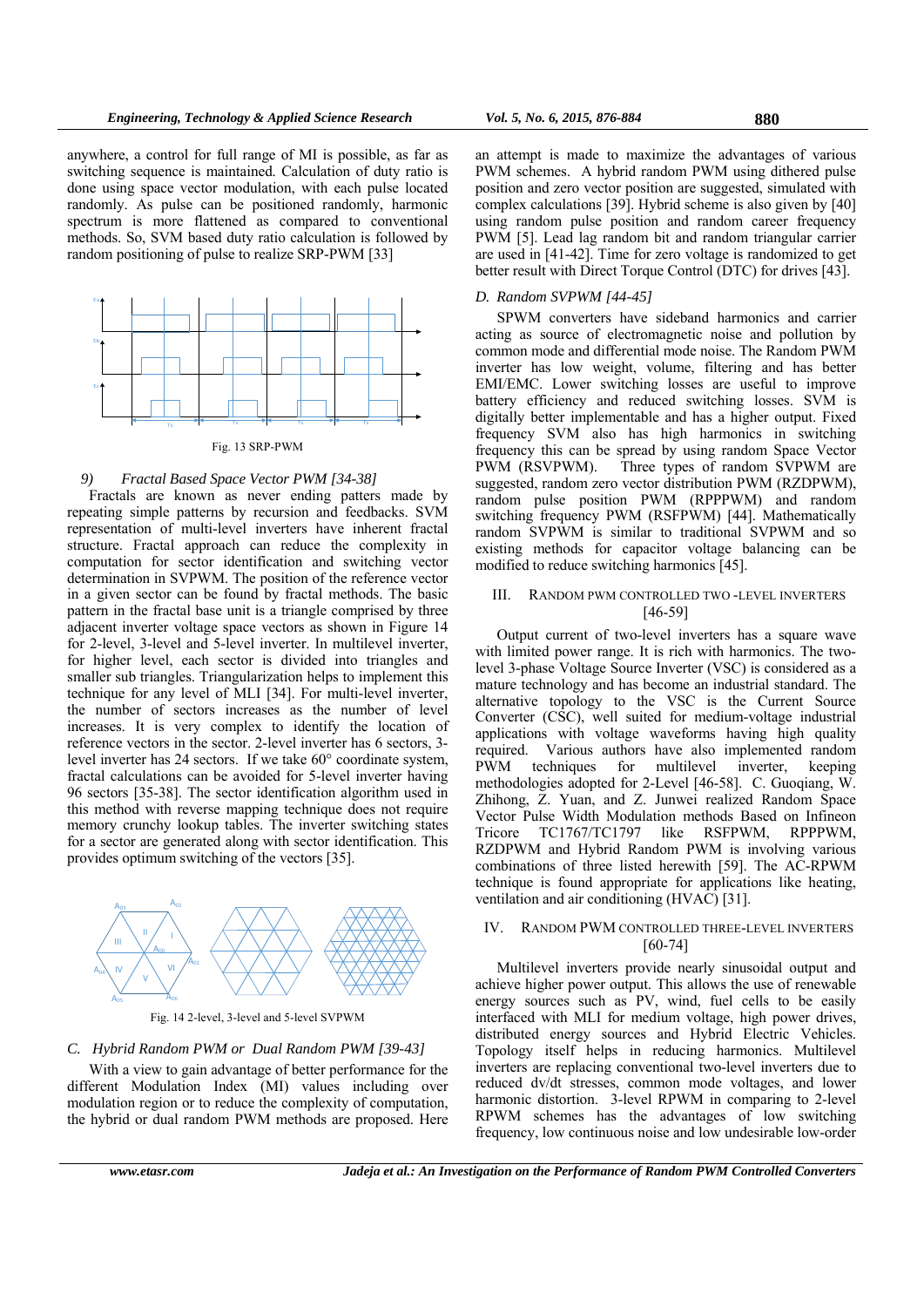anywhere, a control for full range of MI is possible, as far as switching sequence is maintained. Calculation of duty ratio is done using space vector modulation, with each pulse located randomly. As pulse can be positioned randomly, harmonic spectrum is more flattened as compared to conventional methods. So, SVM based duty ratio calculation is followed by random positioning of pulse to realize SRP-PWM [33]

Fig. 13 SRP-PWM

#### 9) *Fractal Based Space Vector PWM [34-38]*

Fractals are known as never ending patters made by repeating simple patterns by recursion and feedbacks. SVM representation of multi-level inverters have inherent fractal structure. Fractal approach can reduce the complexity in computation for sector identification and switching vector determination in SVPWM. The position of the reference vector in a given sector can be found by fractal methods. The basic pattern in the fractal base unit is a triangle comprised by three adjacent inverter voltage space vectors as shown in Figure 14 for 2-level, 3-level and 5-level inverter. In multilevel inverter, for higher level, each sector is divided into triangles and smaller sub triangles. Triangularization helps to implement this technique for any level of MLI [34]. For multi-level inverter, the number of sectors increases as the number of level increases. It is very complex to identify the location of reference vectors in the sector. 2-level inverter has 6 sectors, 3-level inverter has 24 sectors. If we take 60° coordinate system, fractal calculations can be avoided for 5-level inverter having 96 sectors [35-38]. The sector identification algorithm used in this method with reverse mapping technique does not require memory crunchy lookup tables. The inverter switching states for a sector are generated along with sector identification. This provides optimum switching of the vectors [35].

Fig. 14 2-level, 3-level and 5-level SVPWM

### C. *Hybrid Random PWM or Dual Random PWM [39-43]*

With a view to gain advantage of better performance for the different Modulation Index (MI) values including over modulation region or to reduce the complexity of computation, the hybrid or dual random PWM methods are proposed. Here an attempt is made to maximize the advantages of various PWM schemes. A hybrid random PWM using dithered pulse position and zero vector position are suggested, simulated with complex calculations [39]. Hybrid scheme is also given by [40] using random pulse position and random career frequency PWM [5]. Lead lag random bit and random triangular carrier are used in [41-42]. Time for zero voltage is randomized to get better result with Direct Torque Control (DTC) for drives [43].

### D. *Random SVPWM [44-45]*

SPWM converters have sideband harmonics and carrier acting as source of electromagnetic noise and pollution by common mode and differential mode noise. The Random PWM inverter has low weight, volume, filtering and has better EMI/EMC. Lower switching losses are useful to improve battery efficiency and reduced switching losses. SVM is digitally better implementable and has a higher output. Fixed frequency SVM also has high harmonics in switching frequency this can be spread by using random Space Vector PWM (RSVPWM). Three types of random SVPWM are suggested, random zero vector distribution PWM (RZDPWM), random pulse position PWM (RPPPWM) and random switching frequency PWM (RSFPWM) [44]. Mathematically random SVPWM is similar to traditional SVPWM and so existing methods for capacitor voltage balancing can be modified to reduce switching harmonics [45].

## III. Random PWM Controlled Two-Level Inverters [46-59]

Output current of two-level inverters has a square wave with limited power range. It is rich with harmonics. The two-level 3-phase Voltage Source Inverter (VSC) is considered as a mature technology and has become an industrial standard. The alternative topology to the VSC is the Current Source Converter (CSC), well suited for medium-voltage industrial applications with voltage waveforms having high quality required. Various authors have also implemented random PWM techniques for multilevel inverter, keeping methodologies adopted for 2-Level [46-58]. C. Guoqiang, W. Zhihong, Z. Yuan, and Z. Junwei realized Random Space Vector Pulse Width Modulation methods Based on Infineon Tricore TC1767/TC1797 like RSFPWM, RPPPWM, RZDPWM and Hybrid Random PWM is involving various combinations of three listed herewith [59]. The AC-RPWM technique is found appropriate for applications like heating, ventilation and air conditioning (HVAC) [31].

## IV. Random PWM Controlled Three-Level Inverters [60-74]

Multilevel inverters provide nearly sinusoidal output and achieve higher power output. This allows the use of renewable energy sources such as PV, wind, fuel cells to be easily interfaced with MLI for medium voltage, high power drives, distributed energy sources and Hybrid Electric Vehicles. Topology itself helps in reducing harmonics. Multilevel inverters are replacing conventional two-level inverters due to reduced dv/dt stresses, common mode voltages, and lower harmonic distortion. 3-level RPWM in comparing to 2-level RPWM schemes has the advantages of low switching frequency, low continuous noise and low undesirable low-order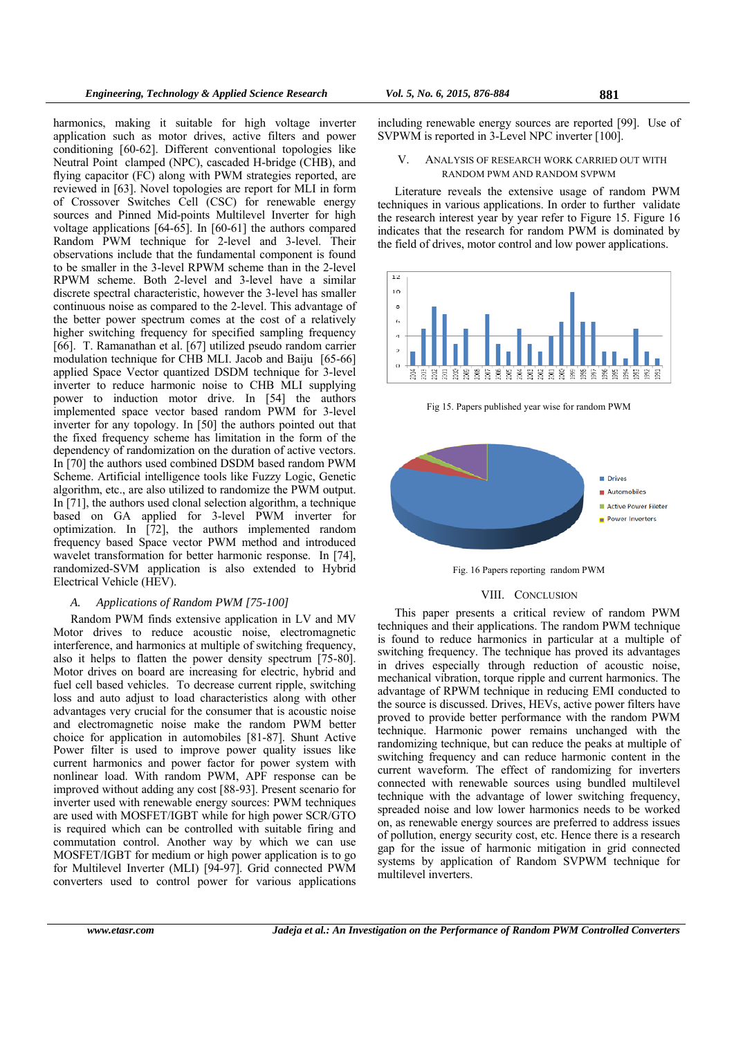harmonics, making it suitable for high voltage inverter application such as motor drives, active filters and power conditioning [60-62]. Different conventional topologies like Neutral Point clamped (NPC), cascaded H-bridge (CHB), and flying capacitor (FC) along with PWM strategies reported, are reviewed in [63]. Novel topologies are report for MLI in form of Crossover Switches Cell (CSC) for renewable energy sources and Pinned Mid-points Multilevel Inverter for high voltage applications [64-65]. In [60-61] the authors compared Random PWM technique for 2-level and 3-level. Their observations include that the fundamental component is found to be smaller in the 3-level RPWM scheme than in the 2-level RPWM scheme. Both 2-level and 3-level have a similar discrete spectral characteristic, however the 3-level has smaller continuous noise as compared to the 2-level. This advantage of the better power spectrum comes at the cost of a relatively higher switching frequency for specified sampling frequency [66]. T. Ramanathan et al. [67] utilized pseudo random carrier modulation technique for CHB MLI. Jacob and Baiju [65-66] applied Space Vector quantized DSDM technique for 3-level inverter to reduce harmonic noise to CHB MLI supplying power to induction motor drive. In [54] the authors implemented space vector based random PWM for 3-level inverter for any topology. In [50] the authors pointed out that the fixed frequency scheme has limitation in the form of the dependency of randomization on the duration of active vectors. In [70] the authors used combined DSDM based random PWM Scheme. Artificial intelligence tools like Fuzzy Logic, Genetic algorithm, etc., are also utilized to randomize the PWM output. In [71], the authors used clonal selection algorithm, a technique based on GA applied for 3-level PWM inverter for optimization. In [72], the authors implemented random frequency based Space vector PWM method and introduced wavelet transformation for better harmonic response. In [74], randomized-SVM application is also extended to Hybrid Electrical Vehicle (HEV).

### *A. Applications of Random PWM [75-100]*

Random PWM finds extensive application in LV and MV Motor drives to reduce acoustic noise, electromagnetic interference, and harmonics at multiple of switching frequency, also it helps to flatten the power density spectrum [75-80]. Motor drives on board are increasing for electric, hybrid and fuel cell based vehicles. To decrease current ripple, switching loss and auto adjust to load characteristics along with other advantages very crucial for the consumer that is acoustic noise and electromagnetic noise make the random PWM better choice for application in automobiles [81-87]. Shunt Active Power filter is used to improve power quality issues like current harmonics and power factor for power system with nonlinear load. With random PWM, APF response can be improved without adding any cost [88-93]. Present scenario for inverter used with renewable energy sources: PWM techniques are used with MOSFET/IGBT while for high power SCR/GTO is required which can be controlled with suitable firing and commutation control. Another way by which we can use MOSFET/IGBT for medium or high power application is to go for Multilevel Inverter (MLI) [94-97]. Grid connected PWM converters used to control power for various applications including renewable energy sources are reported [99]. Use of SVPWM is reported in 3-Level NPC inverter [100].

## V. Analysis of Research Work Carried Out with Random PWM and Random SVPWM

Literature reveals the extensive usage of random PWM techniques in various applications. In order to further validate the research interest year by year refer to Figure 15. Figure 16 indicates that the research for random PWM is dominated by the field of drives, motor control and low power applications.

Fig 15. Papers published year wise for random PWM

Fig. 16 Papers reporting random PWM

## VIII. Conclusion

This paper presents a critical review of random PWM techniques and their applications. The random PWM technique is found to reduce harmonics in particular at a multiple of switching frequency. The technique has proved its advantages in drives especially through reduction of acoustic noise, mechanical vibration, torque ripple and current harmonics. The advantage of RPWM technique in reducing EMI conducted to the source is discussed. Drives, HEVs, active power filters have proved to provide better performance with the random PWM technique. Harmonic power remains unchanged with the randomizing technique, but can reduce the peaks at multiple of switching frequency and can reduce harmonic content in the current waveform. The effect of randomizing for inverters connected with renewable sources using bundled multilevel technique with the advantage of lower switching frequency, spreaded noise and low lower harmonics needs to be worked on, as renewable energy sources are preferred to address issues of pollution, energy security cost, etc. Hence there is a research gap for the issue of harmonic mitigation in grid connected systems by application of Random SVPWM technique for multilevel inverters.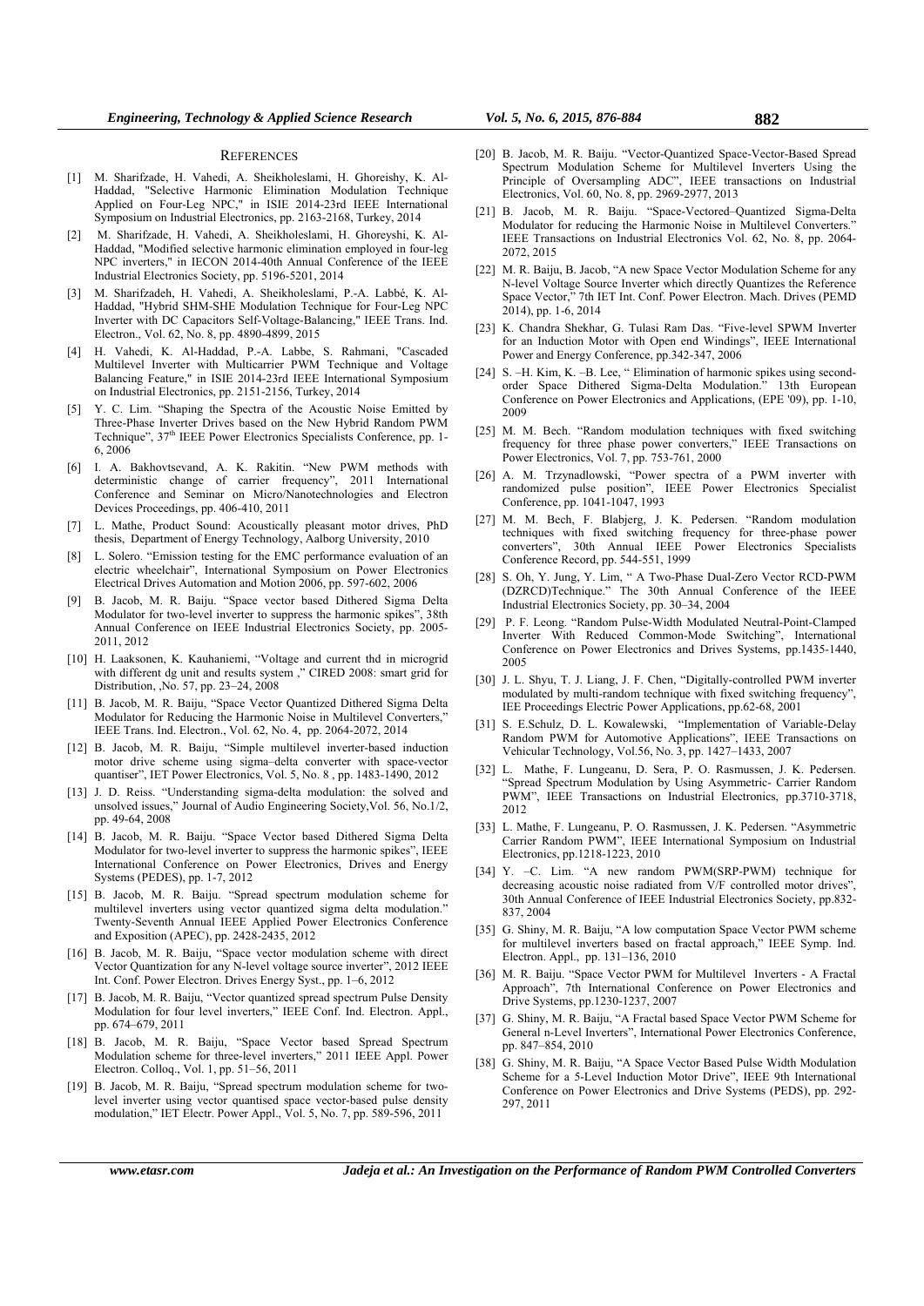## REFERENCES

[1] M. Sharifzade, H. Vahedi, A. Sheikholeslami, H. Ghoreishy, K. Al-Haddad, "Selective Harmonic Elimination Modulation Technique Applied on Four-Leg NPC," in ISIE 2014-23rd IEEE International Symposium on Industrial Electronics, pp. 2163-2168, Turkey, 2014

[2] M. Sharifzade, H. Vahedi, A. Sheikholeslami, H. Ghoreyshi, K. Al-Haddad, "Modified selective harmonic elimination employed in four-leg NPC inverters," in IECON 2014-40th Annual Conference of the IEEE Industrial Electronics Society, pp. 5196-5201, 2014

[3] M. Sharifzadeh, H. Vahedi, A. Sheikholeslami, P.-A. Labbé, K. Al-Haddad, "Hybrid SHM-SHE Modulation Technique for Four-Leg NPC Inverter with DC Capacitors Self-Voltage-Balancing," IEEE Trans. Ind. Electron., Vol. 62, No. 8, pp. 4890-4899, 2015

[4] H. Vahedi, K. Al-Haddad, P.-A. Labbe, S. Rahmani, "Cascaded Multilevel Inverter with Multicarrier PWM Technique and Voltage Balancing Feature," in ISIE 2014-23rd IEEE International Symposium on Industrial Electronics, pp. 2151-2156, Turkey, 2014

[5] Y. C. Lim. "Shaping the Spectra of the Acoustic Noise Emitted by Three-Phase Inverter Drives based on the New Hybrid Random PWM Technique", 37th IEEE Power Electronics Specialists Conference, pp. 1-6, 2006

[6] I. A. Bakhovtsevand, A. K. Rakitin. "New PWM methods with deterministic change of carrier frequency", 2011 International Conference and Seminar on Micro/Nanotechnologies and Electron Devices Proceedings, pp. 406-410, 2011

[7] L. Mathe, Product Sound: Acoustically pleasant motor drives, PhD thesis, Department of Energy Technology, Aalborg University, 2010

[8] L. Solero. "Emission testing for the EMC performance evaluation of an electric wheelchair", International Symposium on Power Electronics Electrical Drives Automation and Motion 2006, pp. 597-602, 2006

[9] B. Jacob, M. R. Baiju. "Space vector based Dithered Sigma Delta Modulator for two-level inverter to suppress the harmonic spikes", 38th Annual Conference on IEEE Industrial Electronics Society, pp. 2005-2011, 2012

[10] H. Laaksonen, K. Kauhaniemi, "Voltage and current thd in microgrid with different dg unit and results system ," CIRED 2008: smart grid for Distribution, ,No. 57, pp. 23–24, 2008

[11] B. Jacob, M. R. Baiju, "Space Vector Quantized Dithered Sigma Delta Modulator for Reducing the Harmonic Noise in Multilevel Converters," IEEE Trans. Ind. Electron., Vol. 62, No. 4, pp. 2064-2072, 2014

[12] B. Jacob, M. R. Baiju, "Simple multilevel inverter-based induction motor drive scheme using sigma–delta converter with space-vector quantiser", IET Power Electronics, Vol. 5, No. 8 , pp. 1483-1490, 2012

[13] J. D. Reiss. "Understanding sigma-delta modulation: the solved and unsolved issues," Journal of Audio Engineering Society,Vol. 56, No.1/2, pp. 49-64, 2008

[14] B. Jacob, M. R. Baiju. "Space Vector based Dithered Sigma Delta Modulator for two-level inverter to suppress the harmonic spikes", IEEE International Conference on Power Electronics, Drives and Energy Systems (PEDES), pp. 1-7, 2012

[15] B. Jacob, M. R. Baiju. "Spread spectrum modulation scheme for multilevel inverters using vector quantized sigma delta modulation." Twenty-Seventh Annual IEEE Applied Power Electronics Conference and Exposition (APEC), pp. 2428-2435, 2012

[16] B. Jacob, M. R. Baiju, "Space vector modulation scheme with direct Vector Quantization for any N-level voltage source inverter", 2012 IEEE Int. Conf. Power Electron. Drives Energy Syst., pp. 1–6, 2012

[17] B. Jacob, M. R. Baiju, "Vector quantized spread spectrum Pulse Density Modulation for four level inverters," IEEE Conf. Ind. Electron. Appl., pp. 674–679, 2011

[18] B. Jacob, M. R. Baiju, "Space Vector based Spread Spectrum Modulation scheme for three-level inverters," 2011 IEEE Appl. Power Electron. Colloq., Vol. 1, pp. 51–56, 2011

[19] B. Jacob, M. R. Baiju, "Spread spectrum modulation scheme for two-level inverter using vector quantised space vector-based pulse density modulation," IET Electr. Power Appl., Vol. 5, No. 7, pp. 589-596, 2011

[20] B. Jacob, M. R. Baiju. "Vector-Quantized Space-Vector-Based Spread Spectrum Modulation Scheme for Multilevel Inverters Using the Principle of Oversampling ADC", IEEE transactions on Industrial Electronics, Vol. 60, No. 8, pp. 2969-2977, 2013

[21] B. Jacob, M. R. Baiju. "Space-Vectored–Quantized Sigma-Delta Modulator for reducing the Harmonic Noise in Multilevel Converters." IEEE Transactions on Industrial Electronics Vol. 62, No. 8, pp. 2064-2072, 2015

[22] M. R. Baiju, B. Jacob, "A new Space Vector Modulation Scheme for any N-level Voltage Source Inverter which directly Quantizes the Reference Space Vector," 7th IET Int. Conf. Power Electron. Mach. Drives (PEMD 2014), pp. 1-6, 2014

[23] K. Chandra Shekhar, G. Tulasi Ram Das. "Five-level SPWM Inverter for an Induction Motor with Open end Windings", IEEE International Power and Energy Conference, pp.342-347, 2006

[24] S. –H. Kim, K. –B. Lee, " Elimination of harmonic spikes using second-order Space Dithered Sigma-Delta Modulation." 13th European Conference on Power Electronics and Applications, (EPE '09), pp. 1-10, 2009

[25] M. M. Bech. "Random modulation techniques with fixed switching frequency for three phase power converters," IEEE Transactions on Power Electronics, Vol. 7, pp. 753-761, 2000

[26] A. M. Trzynadlowski, "Power spectra of a PWM inverter with randomized pulse position", IEEE Power Electronics Specialist Conference, pp. 1041-1047, 1993

[27] M. M. Bech, F. Blabjerg, J. K. Pedersen. "Random modulation techniques with fixed switching frequency for three-phase power converters", 30th Annual IEEE Power Electronics Specialists Conference Record, pp. 544-551, 1999

[28] S. Oh, Y. Jung, Y. Lim, " A Two-Phase Dual-Zero Vector RCD-PWM (DZRCD)Technique." The 30th Annual Conference of the IEEE Industrial Electronics Society, pp. 30–34, 2004

[29] P. F. Leong. "Random Pulse-Width Modulated Neutral-Point-Clamped Inverter With Reduced Common-Mode Switching", International Conference on Power Electronics and Drives Systems, pp.1435-1440, 2005

[30] J. L. Shyu, T. J. Liang, J. F. Chen, "Digitally-controlled PWM inverter modulated by multi-random technique with fixed switching frequency", IEE Proceedings Electric Power Applications, pp.62-68, 2001

[31] S. E.Schulz, D. L. Kowalewski, "Implementation of Variable-Delay Random PWM for Automotive Applications", IEEE Transactions on Vehicular Technology, Vol.56, No. 3, pp. 1427–1433, 2007

[32] L. Mathe, F. Lungeanu, D. Sera, P. O. Rasmussen, J. K. Pedersen. "Spread Spectrum Modulation by Using Asymmetric- Carrier Random PWM", IEEE Transactions on Industrial Electronics, pp.3710-3718, 2012

[33] L. Mathe, F. Lungeanu, P. O. Rasmussen, J. K. Pedersen. "Asymmetric Carrier Random PWM", IEEE International Symposium on Industrial Electronics, pp.1218-1223, 2010

[34] Y. –C. Lim. "A new random PWM(SRP-PWM) technique for decreasing acoustic noise radiated from V/F controlled motor drives", 30th Annual Conference of IEEE Industrial Electronics Society, pp.832-837, 2004

[35] G. Shiny, M. R. Baiju, "A low computation Space Vector PWM scheme for multilevel inverters based on fractal approach," IEEE Symp. Ind. Electron. Appl., pp. 131–136, 2010

[36] M. R. Baiju. "Space Vector PWM for Multilevel Inverters - A Fractal Approach", 7th International Conference on Power Electronics and Drive Systems, pp.1230-1237, 2007

[37] G. Shiny, M. R. Baiju, "A Fractal based Space Vector PWM Scheme for General n-Level Inverters", International Power Electronics Conference, pp. 847–854, 2010

[38] G. Shiny, M. R. Baiju, "A Space Vector Based Pulse Width Modulation Scheme for a 5-Level Induction Motor Drive", IEEE 9th International Conference on Power Electronics and Drive Systems (PEDS), pp. 292-297, 2011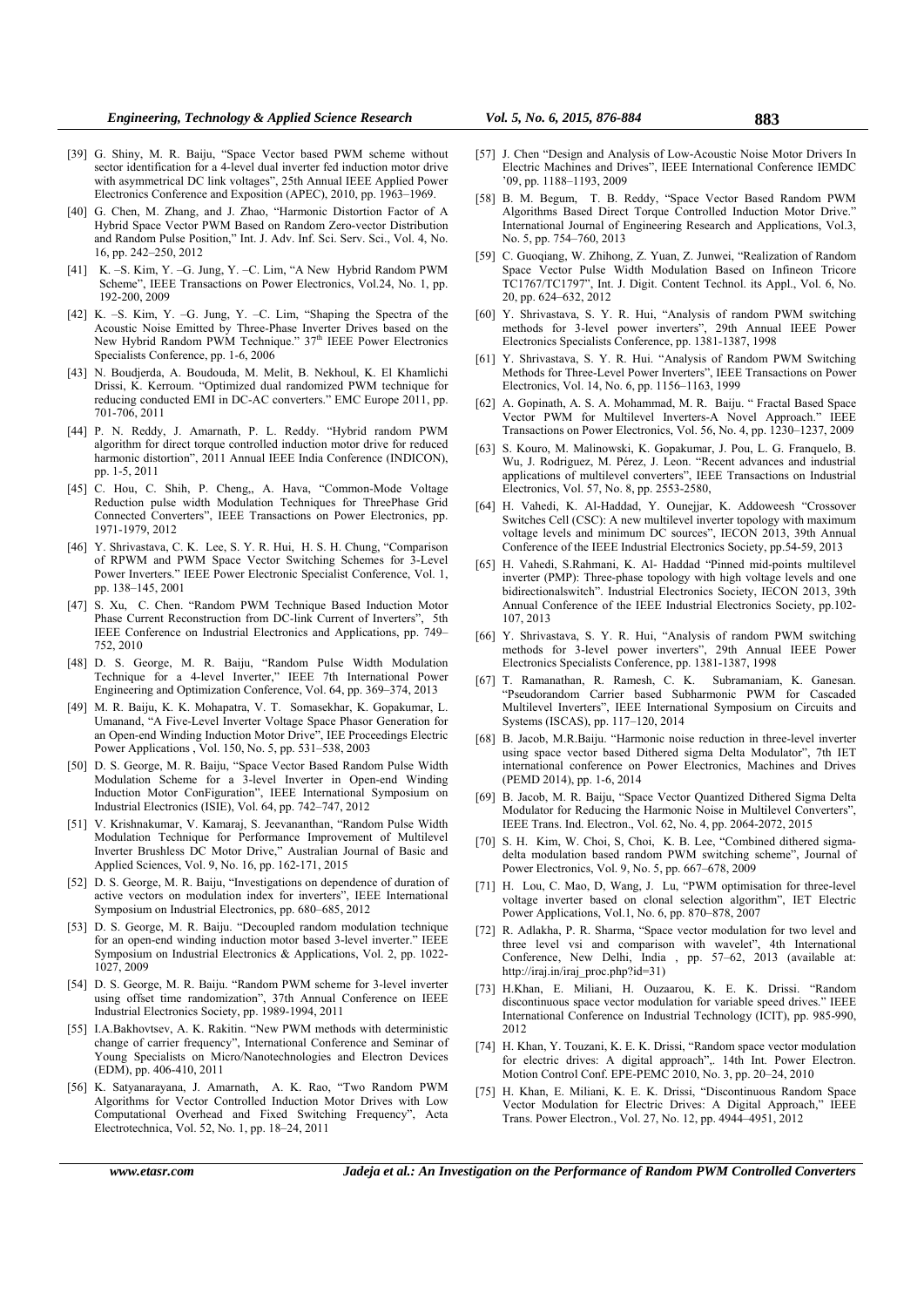[39] G. Shiny, M. R. Baiju, "Space Vector based PWM scheme without sector identification for a 4-level dual inverter fed induction motor drive with asymmetrical DC link voltages", 25th Annual IEEE Applied Power Electronics Conference and Exposition (APEC), 2010, pp. 1963–1969.

[40] G. Chen, M. Zhang, and J. Zhao, "Harmonic Distortion Factor of A Hybrid Space Vector PWM Based on Random Zero-vector Distribution and Random Pulse Position," Int. J. Adv. Inf. Sci. Serv. Sci., Vol. 4, No. 16, pp. 242–250, 2012

[41] K. –S. Kim, Y. –G. Jung, Y. –C. Lim, "A New Hybrid Random PWM Scheme", IEEE Transactions on Power Electronics, Vol.24, No. 1, pp. 192-200, 2009

[42] K. –S. Kim, Y. –G. Jung, Y. –C. Lim, "Shaping the Spectra of the Acoustic Noise Emitted by Three-Phase Inverter Drives based on the New Hybrid Random PWM Technique." 37th IEEE Power Electronics Specialists Conference, pp. 1-6, 2006

[43] N. Boudjerda, A. Boudouda, M. Melit, B. Nekhoul, K. El Khamlichi Drissi, K. Kerroum. "Optimized dual randomized PWM technique for reducing conducted EMI in DC-AC converters." EMC Europe 2011, pp. 701-706, 2011

[44] P. N. Reddy, J. Amarnath, P. L. Reddy. "Hybrid random PWM algorithm for direct torque controlled induction motor drive for reduced harmonic distortion", 2011 Annual IEEE India Conference (INDICON), pp. 1-5, 2011

[45] C. Hou, C. Shih, P. Cheng,, A. Hava, "Common-Mode Voltage Reduction pulse width Modulation Techniques for ThreePhase Grid Connected Converters", IEEE Transactions on Power Electronics, pp. 1971-1979, 2012

[46] Y. Shrivastava, C. K. Lee, S. Y. R. Hui, H. S. H. Chung, "Comparison of RPWM and PWM Space Vector Switching Schemes for 3-Level Power Inverters." IEEE Power Electronic Specialist Conference, Vol. 1, pp. 138–145, 2001

[47] S. Xu, C. Chen. "Random PWM Technique Based Induction Motor Phase Current Reconstruction from DC-link Current of Inverters", 5th IEEE Conference on Industrial Electronics and Applications, pp. 749–752, 2010

[48] D. S. George, M. R. Baiju, "Random Pulse Width Modulation Technique for a 4-level Inverter," IEEE 7th International Power Engineering and Optimization Conference, Vol. 64, pp. 369–374, 2013

[49] M. R. Baiju, K. K. Mohapatra, V. T. Somasekhar, K. Gopakumar, L. Umanand, "A Five-Level Inverter Voltage Space Phasor Generation for an Open-end Winding Induction Motor Drive", IEE Proceedings Electric Power Applications , Vol. 150, No. 5, pp. 531–538, 2003

[50] D. S. George, M. R. Baiju, "Space Vector Based Random Pulse Width Modulation Scheme for a 3-level Inverter in Open-end Winding Induction Motor ConFiguration", IEEE International Symposium on Industrial Electronics (ISIE), Vol. 64, pp. 742–747, 2012

[51] V. Krishnakumar, V. Kamaraj, S. Jeevananthan, "Random Pulse Width Modulation Technique for Performance Improvement of Multilevel Inverter Brushless DC Motor Drive," Australian Journal of Basic and Applied Sciences, Vol. 9, No. 16, pp. 162-171, 2015

[52] D. S. George, M. R. Baiju, "Investigations on dependence of duration of active vectors on modulation index for inverters", IEEE International Symposium on Industrial Electronics, pp. 680–685, 2012

[53] D. S. George, M. R. Baiju. "Decoupled random modulation technique for an open-end winding induction motor based 3-level inverter." IEEE Symposium on Industrial Electronics & Applications, Vol. 2, pp. 1022-1027, 2009

[54] D. S. George, M. R. Baiju. "Random PWM scheme for 3-level inverter using offset time randomization", 37th Annual Conference on IEEE Industrial Electronics Society, pp. 1989-1994, 2011

[55] I.A.Bakhovtsev, A. K. Rakitin. "New PWM methods with deterministic change of carrier frequency", International Conference and Seminar of Young Specialists on Micro/Nanotechnologies and Electron Devices (EDM), pp. 406-410, 2011

[56] K. Satyanarayana, J. Amarnath, A. K. Rao, "Two Random PWM Algorithms for Vector Controlled Induction Motor Drives with Low Computational Overhead and Fixed Switching Frequency", Acta Electrotechnica, Vol. 52, No. 1, pp. 18–24, 2011

[57] J. Chen "Design and Analysis of Low-Acoustic Noise Motor Drivers In Electric Machines and Drives", IEEE International Conference IEMDC '09, pp. 1188–1193, 2009

[58] B. M. Begum, T. B. Reddy, "Space Vector Based Random PWM Algorithms Based Direct Torque Controlled Induction Motor Drive." International Journal of Engineering Research and Applications, Vol.3, No. 5, pp. 754–760, 2013

[59] C. Guoqiang, W. Zhihong, Z. Yuan, Z. Junwei, "Realization of Random Space Vector Pulse Width Modulation Based on Infineon Tricore TC1767/TC1797", Int. J. Digit. Content Technol. its Appl., Vol. 6, No. 20, pp. 624–632, 2012

[60] Y. Shrivastava, S. Y. R. Hui, "Analysis of random PWM switching methods for 3-level power inverters", 29th Annual IEEE Power Electronics Specialists Conference, pp. 1381-1387, 1998

[61] Y. Shrivastava, S. Y. R. Hui. "Analysis of Random PWM Switching Methods for Three-Level Power Inverters", IEEE Transactions on Power Electronics, Vol. 14, No. 6, pp. 1156–1163, 1999

[62] A. Gopinath, A. S. A. Mohammad, M. R. Baiju. " Fractal Based Space Vector PWM for Multilevel Inverters-A Novel Approach." IEEE Transactions on Power Electronics, Vol. 56, No. 4, pp. 1230–1237, 2009

[63] S. Kouro, M. Malinowski, K. Gopakumar, J. Pou, L. G. Franquelo, B. Wu, J. Rodriguez, M. Pérez, J. Leon. "Recent advances and industrial applications of multilevel converters", IEEE Transactions on Industrial Electronics, Vol. 57, No. 8, pp. 2553-2580,

[64] H. Vahedi, K. Al-Haddad, Y. Ounejjar, K. Addoweesh "Crossover Switches Cell (CSC): A new multilevel inverter topology with maximum voltage levels and minimum DC sources", IECON 2013, 39th Annual Conference of the IEEE Industrial Electronics Society, pp.54-59, 2013

[65] H. Vahedi, S.Rahmani, K. Al- Haddad "Pinned mid-points multilevel inverter (PMP): Three-phase topology with high voltage levels and one bidirectionalswitch". Industrial Electronics Society, IECON 2013, 39th Annual Conference of the IEEE Industrial Electronics Society, pp.102-107, 2013

[66] Y. Shrivastava, S. Y. R. Hui, "Analysis of random PWM switching methods for 3-level power inverters", 29th Annual IEEE Power Electronics Specialists Conference, pp. 1381-1387, 1998

[67] T. Ramanathan, R. Ramesh, C. K. Subramaniam, K. Ganesan. "Pseudorandom Carrier based Subharmonic PWM for Cascaded Multilevel Inverters", IEEE International Symposium on Circuits and Systems (ISCAS), pp. 117–120, 2014

[68] B. Jacob, M.R.Baiju. "Harmonic noise reduction in three-level inverter using space vector based Dithered sigma Delta Modulator", 7th IET international conference on Power Electronics, Machines and Drives (PEMD 2014), pp. 1-6, 2014

[69] B. Jacob, M. R. Baiju, "Space Vector Quantized Dithered Sigma Delta Modulator for Reducing the Harmonic Noise in Multilevel Converters", IEEE Trans. Ind. Electron., Vol. 62, No. 4, pp. 2064-2072, 2015

[70] S. H. Kim, W. Choi, S, Choi, K. B. Lee, "Combined dithered sigma-delta modulation based random PWM switching scheme", Journal of Power Electronics, Vol. 9, No. 5, pp. 667–678, 2009

[71] H. Lou, C. Mao, D, Wang, J. Lu, "PWM optimisation for three-level voltage inverter based on clonal selection algorithm", IET Electric Power Applications, Vol.1, No. 6, pp. 870–878, 2007

[72] R. Adlakha, P. R. Sharma, "Space vector modulation for two level and three level vsi and comparison with wavelet", 4th International Conference, New Delhi, India , pp. 57–62, 2013 (available at: http://iraj.in/iraj_proc.php?id=31)

[73] H.Khan, E. Miliani, H. Ouzaarou, K. E. K. Drissi. "Random discontinuous space vector modulation for variable speed drives." IEEE International Conference on Industrial Technology (ICIT), pp. 985-990, 2012

[74] H. Khan, Y. Touzani, K. E. K. Drissi, "Random space vector modulation for electric drives: A digital approach",. 14th Int. Power Electron. Motion Control Conf. EPE-PEMC 2010, No. 3, pp. 20–24, 2010

[75] H. Khan, E. Miliani, K. E. K. Drissi, "Discontinuous Random Space Vector Modulation for Electric Drives: A Digital Approach," IEEE Trans. Power Electron., Vol. 27, No. 12, pp. 4944–4951, 2012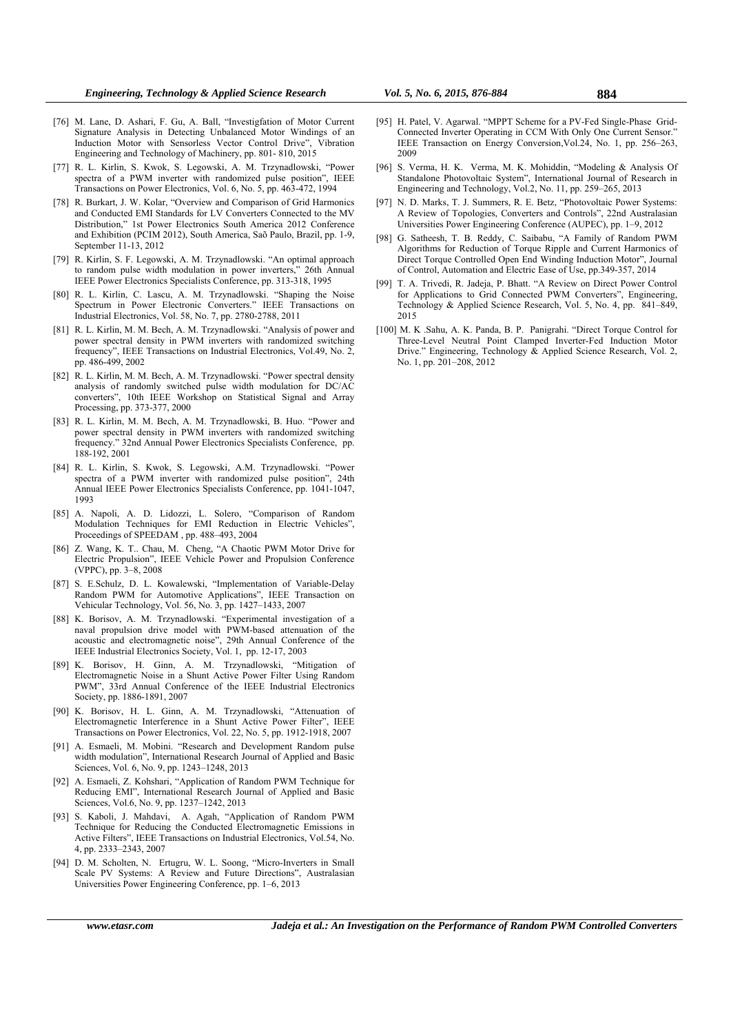[76] M. Lane, D. Ashari, F. Gu, A. Ball, "Investigfation of Motor Current Signature Analysis in Detecting Unbalanced Motor Windings of an Induction Motor with Sensorless Vector Control Drive", Vibration Engineering and Technology of Machinery, pp. 801- 810, 2015

[77] R. L. Kirlin, S. Kwok, S. Legowski, A. M. Trzynadlowski, "Power spectra of a PWM inverter with randomized pulse position", IEEE Transactions on Power Electronics, Vol. 6, No. 5, pp. 463-472, 1994

[78] R. Burkart, J. W. Kolar, "Overview and Comparison of Grid Harmonics and Conducted EMI Standards for LV Converters Connected to the MV Distribution," 1st Power Electronics South America 2012 Conference and Exhibition (PCIM 2012), South America, Saõ Paulo, Brazil, pp. 1-9, September 11-13, 2012

[79] R. Kirlin, S. F. Legowski, A. M. Trzynadlowski. "An optimal approach to random pulse width modulation in power inverters," 26th Annual IEEE Power Electronics Specialists Conference, pp. 313-318, 1995

[80] R. L. Kirlin, C. Lascu, A. M. Trzynadlowski. "Shaping the Noise Spectrum in Power Electronic Converters." IEEE Transactions on Industrial Electronics, Vol. 58, No. 7, pp. 2780-2788, 2011

[81] R. L. Kirlin, M. M. Bech, A. M. Trzynadlowski. "Analysis of power and power spectral density in PWM inverters with randomized switching frequency", IEEE Transactions on Industrial Electronics, Vol.49, No. 2, pp. 486-499, 2002

[82] R. L. Kirlin, M. M. Bech, A. M. Trzynadlowski. "Power spectral density analysis of randomly switched pulse width modulation for DC/AC converters", 10th IEEE Workshop on Statistical Signal and Array Processing, pp. 373-377, 2000

[83] R. L. Kirlin, M. M. Bech, A. M. Trzynadlowski, B. Huo. "Power and power spectral density in PWM inverters with randomized switching frequency." 32nd Annual Power Electronics Specialists Conference, pp. 188-192, 2001

[84] R. L. Kirlin, S. Kwok, S. Legowski, A.M. Trzynadlowski. "Power spectra of a PWM inverter with randomized pulse position", 24th Annual IEEE Power Electronics Specialists Conference, pp. 1041-1047, 1993

[85] A. Napoli, A. D. Lidozzi, L. Solero, "Comparison of Random Modulation Techniques for EMI Reduction in Electric Vehicles", Proceedings of SPEEDAM , pp. 488–493, 2004

[86] Z. Wang, K. T.. Chau, M. Cheng, "A Chaotic PWM Motor Drive for Electric Propulsion", IEEE Vehicle Power and Propulsion Conference (VPPC), pp. 3–8, 2008

[87] S. E.Schulz, D. L. Kowalewski, "Implementation of Variable-Delay Random PWM for Automotive Applications", IEEE Transaction on Vehicular Technology, Vol. 56, No. 3, pp. 1427–1433, 2007

[88] K. Borisov, A. M. Trzynadlowski. "Experimental investigation of a naval propulsion drive model with PWM-based attenuation of the acoustic and electromagnetic noise", 29th Annual Conference of the IEEE Industrial Electronics Society, Vol. 1, pp. 12-17, 2003

[89] K. Borisov, H. Ginn, A. M. Trzynadlowski, "Mitigation of Electromagnetic Noise in a Shunt Active Power Filter Using Random PWM", 33rd Annual Conference of the IEEE Industrial Electronics Society, pp. 1886-1891, 2007

[90] K. Borisov, H. L. Ginn, A. M. Trzynadlowski, "Attenuation of Electromagnetic Interference in a Shunt Active Power Filter", IEEE Transactions on Power Electronics, Vol. 22, No. 5, pp. 1912-1918, 2007

[91] A. Esmaeli, M. Mobini. "Research and Development Random pulse width modulation", International Research Journal of Applied and Basic Sciences, Vol. 6, No. 9, pp. 1243–1248, 2013

[92] A. Esmaeli, Z. Kohshari, "Application of Random PWM Technique for Reducing EMI", International Research Journal of Applied and Basic Sciences, Vol.6, No. 9, pp. 1237–1242, 2013

[93] S. Kaboli, J. Mahdavi, A. Agah, "Application of Random PWM Technique for Reducing the Conducted Electromagnetic Emissions in Active Filters", IEEE Transactions on Industrial Electronics, Vol.54, No. 4, pp. 2333–2343, 2007

[94] D. M. Scholten, N. Ertugru, W. L. Soong, "Micro-Inverters in Small Scale PV Systems: A Review and Future Directions", Australasian Universities Power Engineering Conference, pp. 1–6, 2013

[95] H. Patel, V. Agarwal. "MPPT Scheme for a PV-Fed Single-Phase Grid-Connected Inverter Operating in CCM With Only One Current Sensor." IEEE Transaction on Energy Conversion,Vol.24, No. 1, pp. 256–263, 2009

[96] S. Verma, H. K. Verma, M. K. Mohiddin, "Modeling & Analysis Of Standalone Photovoltaic System", International Journal of Research in Engineering and Technology, Vol.2, No. 11, pp. 259–265, 2013

[97] N. D. Marks, T. J. Summers, R. E. Betz, "Photovoltaic Power Systems: A Review of Topologies, Converters and Controls", 22nd Australasian Universities Power Engineering Conference (AUPEC), pp. 1–9, 2012

[98] G. Satheesh, T. B. Reddy, C. Saibabu, "A Family of Random PWM Algorithms for Reduction of Torque Ripple and Current Harmonics of Direct Torque Controlled Open End Winding Induction Motor", Journal of Control, Automation and Electric Ease of Use, pp.349-357, 2014

[99] T. A. Trivedi, R. Jadeja, P. Bhatt. "A Review on Direct Power Control for Applications to Grid Connected PWM Converters", Engineering, Technology & Applied Science Research, Vol. 5, No. 4, pp. 841–849, 2015

[100] M. K .Sahu, A. K. Panda, B. P. Panigrahi. "Direct Torque Control for Three-Level Neutral Point Clamped Inverter-Fed Induction Motor Drive." Engineering, Technology & Applied Science Research, Vol. 2, No. 1, pp. 201–208, 2012